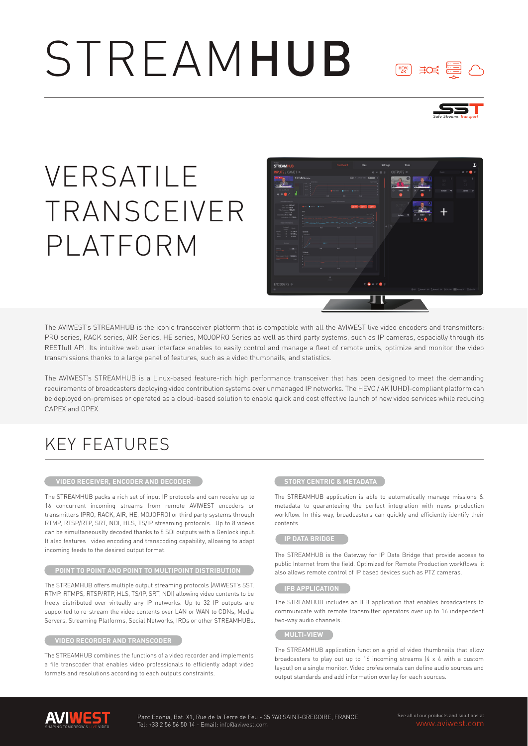# STREAMHUB

# VERSATILE TRANSCEIVER PLATFORM

The AVIWEST's STREAMHUB is the iconic transceiver platform that is compatible with all the AVIWEST live video encoders and transmitters: PRO series, RACK series, AIR Series, HE series, MOJOPRO Series as well as third party systems, such as IP cameras, espacially through its RESTfull API. Its intuitive web user interface enables to easily control and manage a fleet of remote units, optimize and monitor the video transmissions thanks to a large panel of features, such as a video thumbnails, and statistics.

The AVIWEST's STREAMHUB is a Linux-based feature-rich high performance transceiver that has been designed to meet the demanding requirements of broadcasters deploying video contribution systems over unmanaged IP networks. The HEVC / 4K (UHD)-compliant platform can be deployed on-premises or operated as a cloud-based solution to enable quick and cost effective launch of new video services while reducing CAPEX and OPEX.

## KEY FEATURES

### VIDEO RECEIVER, ENCODER AND DECODER

The STREAMHUB packs a rich set of input IP protocols and can receive up to 16 concurrent incoming streams from remote AVIWEST encoders or transmitters (PRO, RACK, AIR, HE, MOJOPRO) or third party systems through RTMP, RTSP/RTP, SRT, NDI, HLS, TS/IP streaming protocols. Up to 8 videos can be simultaneouslty decoded thanks to 8 SDI outputs with a Genlock input. It also features video encoding and transcoding capability, allowing to adapt incoming feeds to the desired output format.

### POINT TO POINT AND POINT TO MULTIPOINT DISTRIBUTION

The STREAMHUB offers multiple output streaming protocols (AVIWEST's SST, RTMP, RTMPS, RTSP/RTP, HLS, TS/IP, SRT, NDI) allowing video contents to be freely distributed over virtually any IP networks. Up to 32 IP outputs are supported to re-stream the video contents over LAN or WAN to CDNs, Media Servers, Streaming Platforms, Social Networks, IRDs or other STREAMHUBs.

### VIDEO RECORDER AND TRANSCODER

The STREAMHUB combines the functions of a video recorder and implements a file transcoder that enables video professionals to efficiently adapt video formats and resolutions according to each outputs constraints.

### STORY CENTRIC & METADATA

The STREAMHUB application is able to automatically manage missions & metadata to guaranteeing the perfect integration with news production workflow. In this way, broadcasters can quickly and efficiently identify their contents.

### IP DATA BRIDGE

The STREAMHUB is the Gateway for IP Data Bridge that provide access to public Internet from the field. Optimized for Remote Production workflows, it also allows remote control of IP based devices such as PTZ cameras.

### IFB APPLICATION

The STREAMHUB includes an IFB application that enables broadcasters to communicate with remote transmitter operators over up to 16 independent two-way audio channels.

### MULTI-VIEW

The STREAMHUB application function a grid of video thumbnails that allow broadcasters to play out up to 16 incoming streams (4 x 4 with a custom layout) on a single monitor. Video profesionnals can define audio sources and output standards and add information overlay for each sources.

AVIWEST — SHAPING TOMORROW'S LIVE VIDEO

Parc Edonia, Bat. X1, Rue de la Terre de Feu - 35 760 SAINT-GREGOIRE, FRANCE
Tel: +33 2 56 56 50 14 - Email: info@aviwest.com

See all of our products and solutions at www.aviwest.com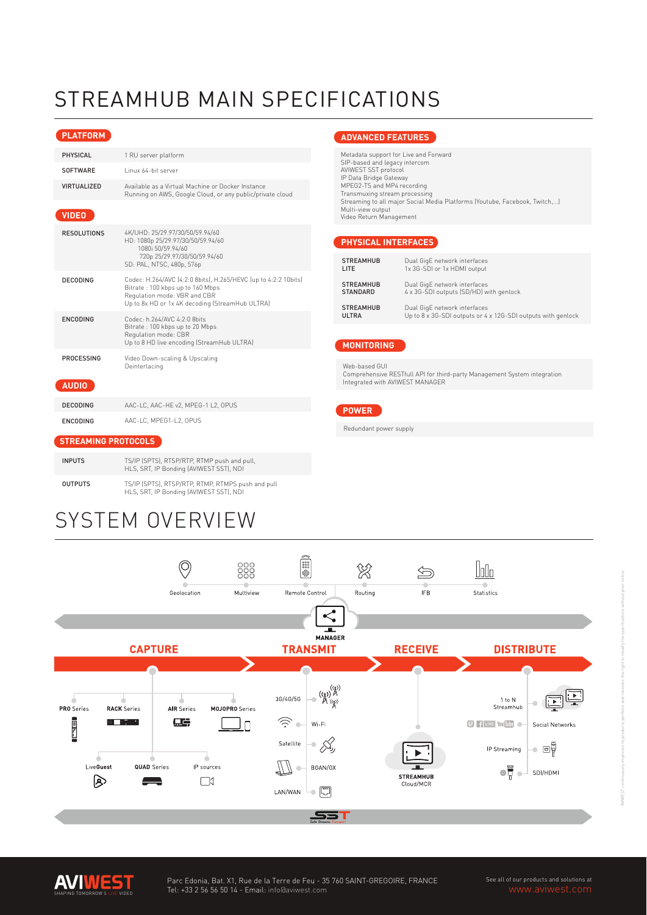# STREAMHUB MAIN SPECIFICATIONS

## PLATFORM

| | |
|---|---|
| PHYSICAL | 1 RU server platform |
| SOFTWARE | Linux 64-bit server |
| VIRTUALIZED | Available as a Virtual Machine or Docker Instance<br>Running on AWS, Google Cloud, or any public/private cloud |

## VIDEO

| | |
|---|---|
| RESOLUTIONS | 4K/UHD: 25/29.97/30/50/59.94/60<br>HD: 1080p 25/29.97/30/50/59.94/60<br>1080i 50/59.94/60<br>720p 25/29.97/30/50/59.94/60<br>SD: PAL, NTSC, 480p, 576p |
| DECODING | Codec: H.264/AVC (4:2:0 8bits), H.265/HEVC (up to 4:2:2 10bits)<br>Bitrate : 100 kbps up to 160 Mbps<br>Regulation mode: VBR and CBR<br>Up to 8x HD or 1x 4K decoding (StreamHub ULTRA) |
| ENCODING | Codec: h.264/AVC 4:2:0 8bits<br>Bitrate : 100 kbps up to 20 Mbps<br>Regulation mode: CBR<br>Up to 8 HD live encoding (StreamHub ULTRA) |
| PROCESSING | Video Down-scaling & Upscaling<br>Deinterlacing |

## AUDIO

| | |
|---|---|
| DECODING | AAC-LC, AAC-HE v2, MPEG-1 L2, OPUS |
| ENCODING | AAC-LC, MPEG1-L2, OPUS |

## STREAMING PROTOCOLS

| | |
|---|---|
| INPUTS | TS/IP (SPTS), RTSP/RTP, RTMP push and pull,<br>HLS, SRT, IP Bonding (AVIWEST SST), NDI |
| OUTPUTS | TS/IP (SPTS), RTSP/RTP, RTMP, RTMPS push and pull<br>HLS, SRT, IP Bonding (AVIWEST SST), NDI |

## ADVANCED FEATURES

Metadata support for Live and Forward
SIP-based and legacy intercom
AVIWEST SST protocol
IP Data Bridge Gateway
MPEG2-TS and MP4 recording
Transmuxing stream processing
Streaming to all major Social Media Platforms (Youtube, Facebook, Twitch,...)
Multi-view output
Video Return Management

## PHYSICAL INTERFACES

| | |
|---|---|
| STREAMHUB LITE | Dual GigE network interfaces<br>1x 3G-SDI or 1x HDMI output |
| STREAMHUB STANDARD | Dual GigE network interfaces<br>4 x 3G-SDI outputs (SD/HD) with genlock |
| STREAMHUB ULTRA | Dual GigE network interfaces<br>Up to 8 x 3G-SDI outputs or 4 x 12G-SDI outputs with genlock |

## MONITORING

Web-based GUI
Comprehensive RESTfull API for third-party Management System integration
Integrated with AVIWEST MANAGER

## POWER

Redundant power supply

# SYSTEM OVERVIEW

Geolocation
Multiview
Remote Control
Routing
IFB
Statistics

MANAGER

CAPTURE
TRANSMIT
RECEIVE
DISTRIBUTE

PRO Series
RACK Series
AIR Series
MOJOPRO Series
LiveGuest
QUAD Series
IP sources

3G/4G/5G
Wi-Fi
Satellite
BGAN/GX
LAN/WAN

STREAMHUB
Cloud/MCR

1 to N Streamhub
Social Networks
IP Streaming
SDI/HDMI

SST Safe Streams Transport

AVIWEST continuously improves its products portfolio and reserves the right to modify the specifications without prior notice.

AVIWEST SHAPING TOMORROW'S LIVE VIDEO

Parc Edonia, Bat. X1, Rue de la Terre de Feu - 35 760 SAINT-GREGOIRE, FRANCE
Tel: +33 2 56 56 50 14 - Email: info@aviwest.com

See all of our products and solutions at www.aviwest.com